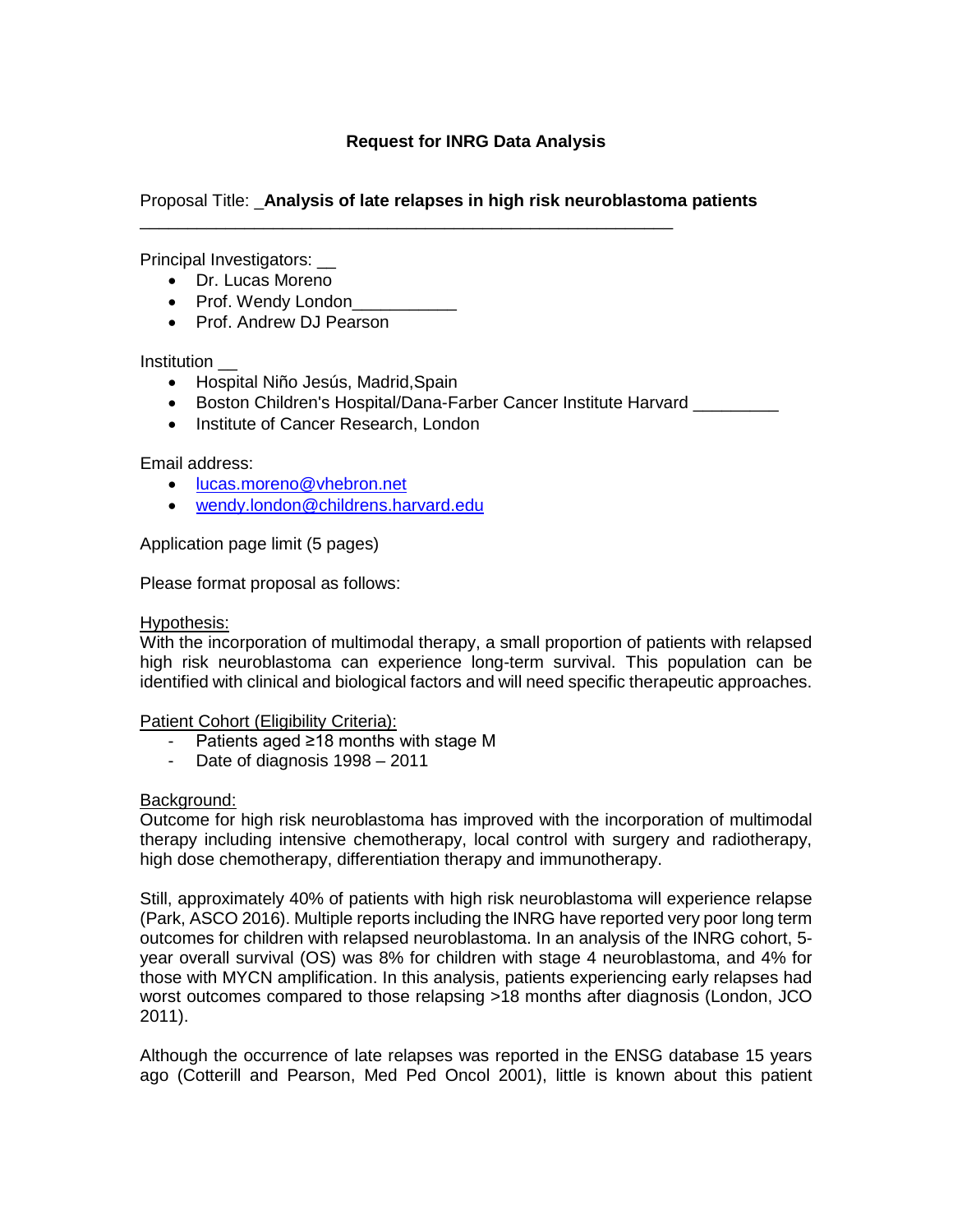## Request for INRG Data Analysis

Proposal Title: _**Analysis of late relapses in high risk neuroblastoma patients**
__________________________________________________________

Principal Investigators: __

- Dr. Lucas Moreno
- Prof. Wendy London___________
- Prof. Andrew DJ Pearson

Institution __

- Hospital Niño Jesús, Madrid,Spain
- Boston Children's Hospital/Dana-Farber Cancer Institute Harvard _________
- Institute of Cancer Research, London

Email address:

- lucas.moreno@vhebron.net
- wendy.london@childrens.harvard.edu

Application page limit (5 pages)

Please format proposal as follows:

Hypothesis:
With the incorporation of multimodal therapy, a small proportion of patients with relapsed high risk neuroblastoma can experience long-term survival. This population can be identified with clinical and biological factors and will need specific therapeutic approaches.

Patient Cohort (Eligibility Criteria):

- Patients aged ≥18 months with stage M
- Date of diagnosis 1998 – 2011

Background:
Outcome for high risk neuroblastoma has improved with the incorporation of multimodal therapy including intensive chemotherapy, local control with surgery and radiotherapy, high dose chemotherapy, differentiation therapy and immunotherapy.

Still, approximately 40% of patients with high risk neuroblastoma will experience relapse (Park, ASCO 2016). Multiple reports including the INRG have reported very poor long term outcomes for children with relapsed neuroblastoma. In an analysis of the INRG cohort, 5-year overall survival (OS) was 8% for children with stage 4 neuroblastoma, and 4% for those with MYCN amplification. In this analysis, patients experiencing early relapses had worst outcomes compared to those relapsing >18 months after diagnosis (London, JCO 2011).

Although the occurrence of late relapses was reported in the ENSG database 15 years ago (Cotterill and Pearson, Med Ped Oncol 2001), little is known about this patient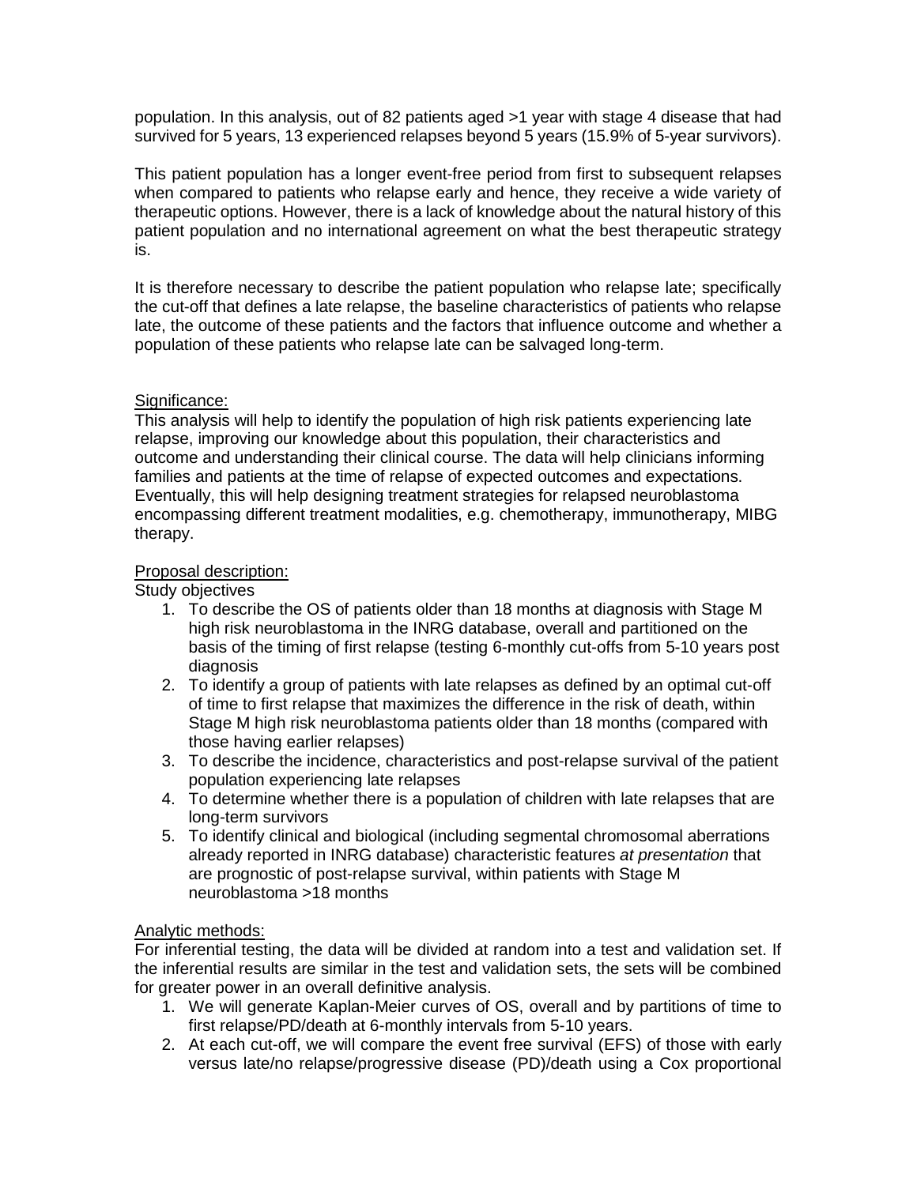population. In this analysis, out of 82 patients aged >1 year with stage 4 disease that had survived for 5 years, 13 experienced relapses beyond 5 years (15.9% of 5-year survivors).

This patient population has a longer event-free period from first to subsequent relapses when compared to patients who relapse early and hence, they receive a wide variety of therapeutic options. However, there is a lack of knowledge about the natural history of this patient population and no international agreement on what the best therapeutic strategy is.

It is therefore necessary to describe the patient population who relapse late; specifically the cut-off that defines a late relapse, the baseline characteristics of patients who relapse late, the outcome of these patients and the factors that influence outcome and whether a population of these patients who relapse late can be salvaged long-term.

Significance:

This analysis will help to identify the population of high risk patients experiencing late relapse, improving our knowledge about this population, their characteristics and outcome and understanding their clinical course. The data will help clinicians informing families and patients at the time of relapse of expected outcomes and expectations. Eventually, this will help designing treatment strategies for relapsed neuroblastoma encompassing different treatment modalities, e.g. chemotherapy, immunotherapy, MIBG therapy.

Proposal description:

Study objectives

1. To describe the OS of patients older than 18 months at diagnosis with Stage M high risk neuroblastoma in the INRG database, overall and partitioned on the basis of the timing of first relapse (testing 6-monthly cut-offs from 5-10 years post diagnosis
2. To identify a group of patients with late relapses as defined by an optimal cut-off of time to first relapse that maximizes the difference in the risk of death, within Stage M high risk neuroblastoma patients older than 18 months (compared with those having earlier relapses)
3. To describe the incidence, characteristics and post-relapse survival of the patient population experiencing late relapses
4. To determine whether there is a population of children with late relapses that are long-term survivors
5. To identify clinical and biological (including segmental chromosomal aberrations already reported in INRG database) characteristic features *at presentation* that are prognostic of post-relapse survival, within patients with Stage M neuroblastoma >18 months

Analytic methods:

For inferential testing, the data will be divided at random into a test and validation set. If the inferential results are similar in the test and validation sets, the sets will be combined for greater power in an overall definitive analysis.

1. We will generate Kaplan-Meier curves of OS, overall and by partitions of time to first relapse/PD/death at 6-monthly intervals from 5-10 years.
2. At each cut-off, we will compare the event free survival (EFS) of those with early versus late/no relapse/progressive disease (PD)/death using a Cox proportional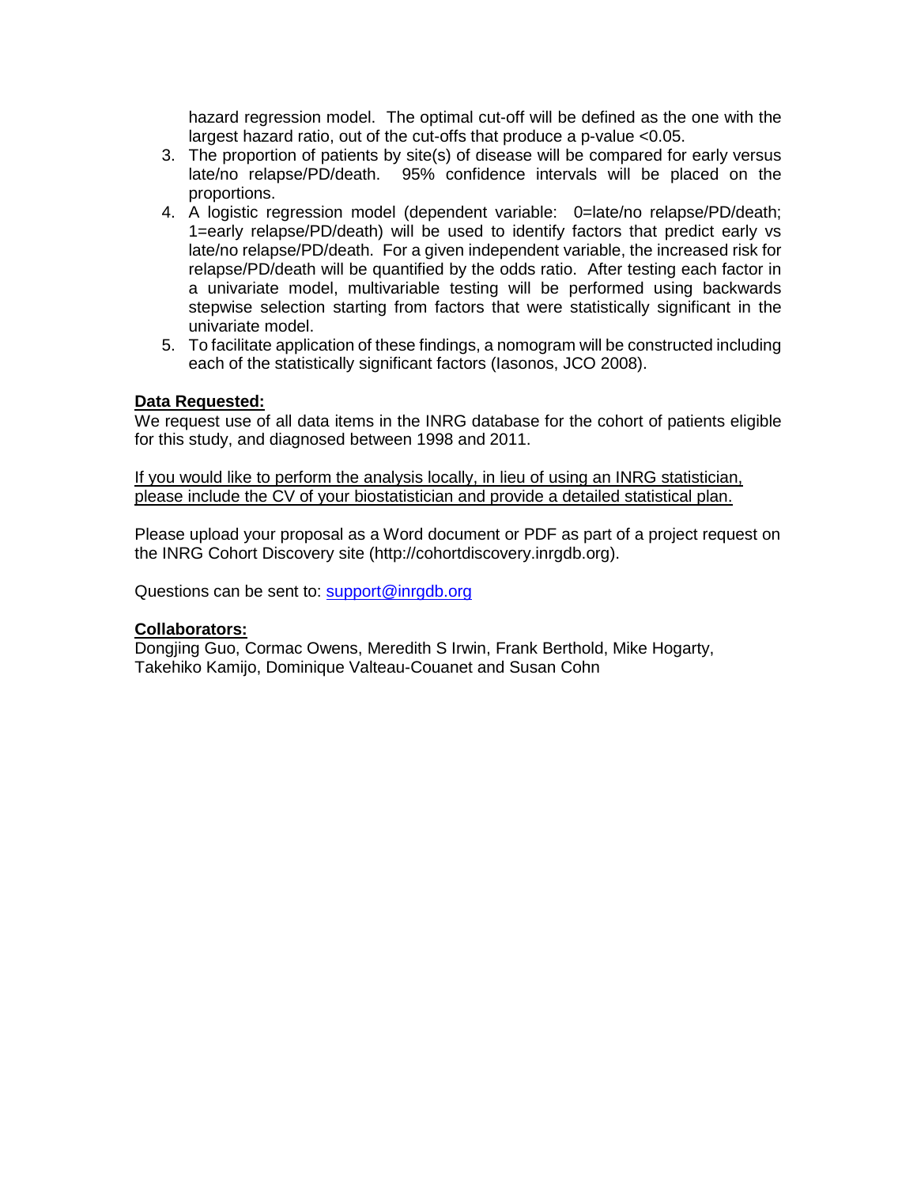hazard regression model. The optimal cut-off will be defined as the one with the largest hazard ratio, out of the cut-offs that produce a p-value <0.05.

3. The proportion of patients by site(s) of disease will be compared for early versus late/no relapse/PD/death. 95% confidence intervals will be placed on the proportions.
4. A logistic regression model (dependent variable: 0=late/no relapse/PD/death; 1=early relapse/PD/death) will be used to identify factors that predict early vs late/no relapse/PD/death. For a given independent variable, the increased risk for relapse/PD/death will be quantified by the odds ratio. After testing each factor in a univariate model, multivariable testing will be performed using backwards stepwise selection starting from factors that were statistically significant in the univariate model.
5. To facilitate application of these findings, a nomogram will be constructed including each of the statistically significant factors (Iasonos, JCO 2008).

**Data Requested:**

We request use of all data items in the INRG database for the cohort of patients eligible for this study, and diagnosed between 1998 and 2011.

If you would like to perform the analysis locally, in lieu of using an INRG statistician, please include the CV of your biostatistician and provide a detailed statistical plan.

Please upload your proposal as a Word document or PDF as part of a project request on the INRG Cohort Discovery site (http://cohortdiscovery.inrgdb.org).

Questions can be sent to: support@inrgdb.org

**Collaborators:**

Dongjing Guo, Cormac Owens, Meredith S Irwin, Frank Berthold, Mike Hogarty, Takehiko Kamijo, Dominique Valteau-Couanet and Susan Cohn